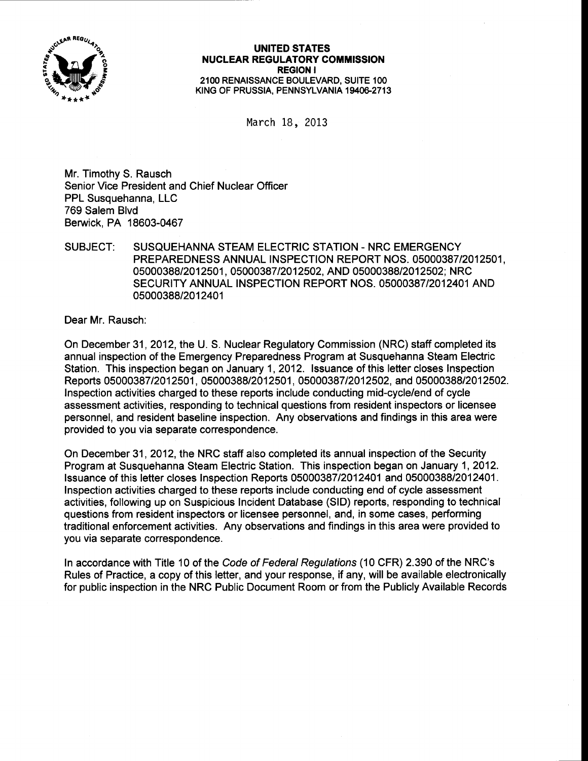**UNITED STATES**
**NUCLEAR REGULATORY COMMISSION**
**REGION I**
2100 RENAISSANCE BOULEVARD, SUITE 100
KING OF PRUSSIA, PENNSYLVANIA 19406-2713

March 18, 2013

Mr. Timothy S. Rausch
Senior Vice President and Chief Nuclear Officer
PPL Susquehanna, LLC
769 Salem Blvd
Berwick, PA 18603-0467

SUBJECT: SUSQUEHANNA STEAM ELECTRIC STATION - NRC EMERGENCY PREPAREDNESS ANNUAL INSPECTION REPORT NOS. 05000387/2012501, 05000388/2012501, 05000387/2012502, AND 05000388/2012502; NRC SECURITY ANNUAL INSPECTION REPORT NOS. 05000387/2012401 AND 05000388/2012401

Dear Mr. Rausch:

On December 31, 2012, the U. S. Nuclear Regulatory Commission (NRC) staff completed its annual inspection of the Emergency Preparedness Program at Susquehanna Steam Electric Station. This inspection began on January 1, 2012. Issuance of this letter closes Inspection Reports 05000387/2012501, 05000388/2012501, 05000387/2012502, and 05000388/2012502. Inspection activities charged to these reports include conducting mid-cycle/end of cycle assessment activities, responding to technical questions from resident inspectors or licensee personnel, and resident baseline inspection. Any observations and findings in this area were provided to you via separate correspondence.

On December 31, 2012, the NRC staff also completed its annual inspection of the Security Program at Susquehanna Steam Electric Station. This inspection began on January 1, 2012. Issuance of this letter closes Inspection Reports 05000387/2012401 and 05000388/2012401. Inspection activities charged to these reports include conducting end of cycle assessment activities, following up on Suspicious Incident Database (SID) reports, responding to technical questions from resident inspectors or licensee personnel, and, in some cases, performing traditional enforcement activities. Any observations and findings in this area were provided to you via separate correspondence.

In accordance with Title 10 of the *Code of Federal Regulations* (10 CFR) 2.390 of the NRC's Rules of Practice, a copy of this letter, and your response, if any, will be available electronically for public inspection in the NRC Public Document Room or from the Publicly Available Records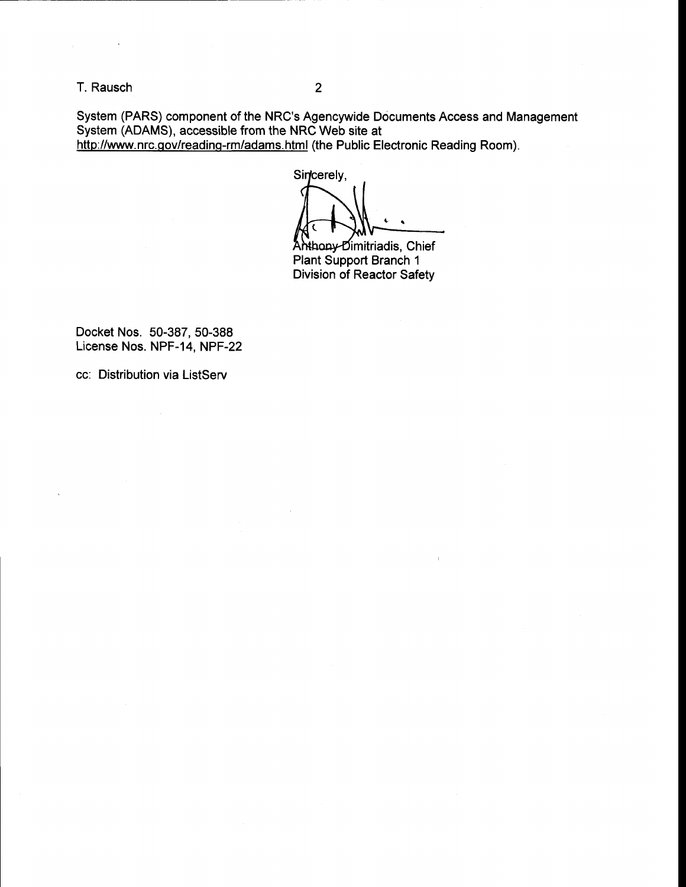System (PARS) component of the NRC's Agencywide Documents Access and Management System (ADAMS), accessible from the NRC Web site at http://www.nrc.gov/reading-rm/adams.html (the Public Electronic Reading Room).

Sincerely,

Anthony Dimitriadis, Chief  
Plant Support Branch 1  
Division of Reactor Safety

Docket Nos. 50-387, 50-388  
License Nos. NPF-14, NPF-22

cc: Distribution via ListServ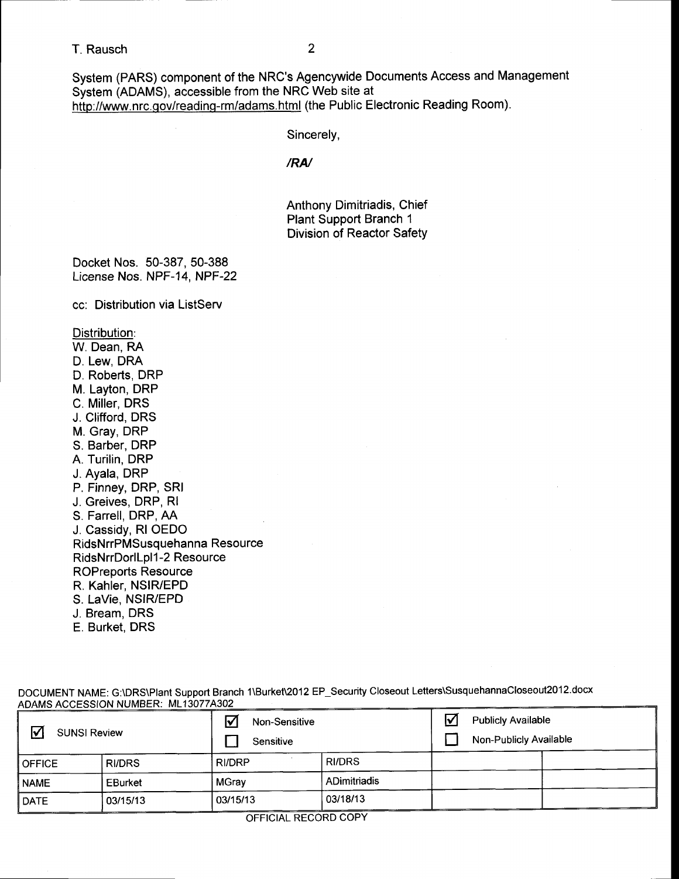System (PARS) component of the NRC's Agencywide Documents Access and Management System (ADAMS), accessible from the NRC Web site at http://www.nrc.gov/reading-rm/adams.html (the Public Electronic Reading Room).

Sincerely,

***/RA/***

Anthony Dimitriadis, Chief
Plant Support Branch 1
Division of Reactor Safety

Docket Nos. 50-387, 50-388
License Nos. NPF-14, NPF-22

cc: Distribution via ListServ

Distribution:
W. Dean, RA
D. Lew, DRA
D. Roberts, DRP
M. Layton, DRP
C. Miller, DRS
J. Clifford, DRS
M. Gray, DRP
S. Barber, DRP
A. Turilin, DRP
J. Ayala, DRP
P. Finney, DRP, SRI
J. Greives, DRP, RI
S. Farrell, DRP, AA
J. Cassidy, RI OEDO
RidsNrrPMSusquehanna Resource
RidsNrrDorlLpl1-2 Resource
ROPreports Resource
R. Kahler, NSIR/EPD
S. LaVie, NSIR/EPD
J. Bream, DRS
E. Burket, DRS

DOCUMENT NAME: G:\DRS\Plant Support Branch 1\Burket\2012 EP_Security Closeout Letters\SusquehannaCloseout2012.docx
ADAMS ACCESSION NUMBER: ML13077A302

| ☑ SUNSI Review | | ☑ Non-Sensitive ☐ Sensitive | | ☑ Publicly Available ☐ Non-Publicly Available | |
|---|---|---|---|---|---|
| OFFICE | RI/DRS | RI/DRP | RI/DRS | | |
| NAME | EBurket | MGray | ADimitriadis | | |
| DATE | 03/15/13 | 03/15/13 | 03/18/13 | | |

OFFICIAL RECORD COPY